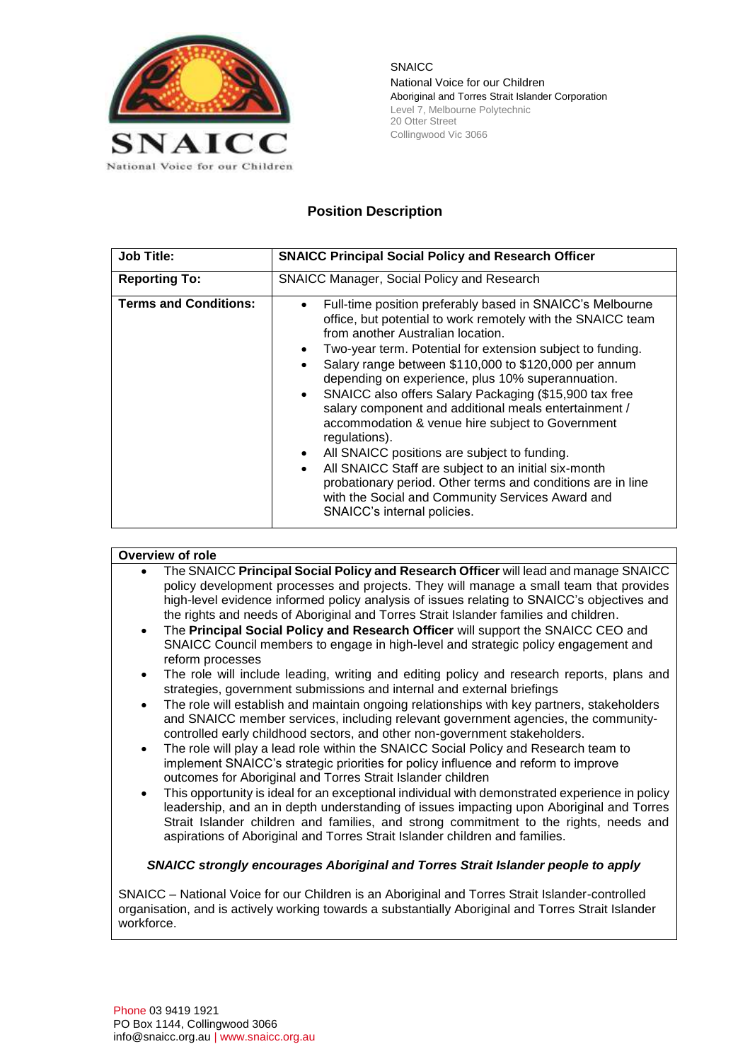SNAICC
National Voice for our Children
Aboriginal and Torres Strait Islander Corporation
Level 7, Melbourne Polytechnic
20 Otter Street
Collingwood Vic 3066

## Position Description

| **Job Title:** | **SNAICC Principal Social Policy and Research Officer** |
|---|---|
| **Reporting To:** | SNAICC Manager, Social Policy and Research |
| **Terms and Conditions:** | • Full-time position preferably based in SNAICC's Melbourne office, but potential to work remotely with the SNAICC team from another Australian location.<br>• Two-year term. Potential for extension subject to funding.<br>• Salary range between $110,000 to $120,000 per annum depending on experience, plus 10% superannuation.<br>• SNAICC also offers Salary Packaging ($15,900 tax free salary component and additional meals entertainment / accommodation & venue hire subject to Government regulations).<br>• All SNAICC positions are subject to funding.<br>• All SNAICC Staff are subject to an initial six-month probationary period. Other terms and conditions are in line with the Social and Community Services Award and SNAICC's internal policies. |

**Overview of role**

- The SNAICC **Principal Social Policy and Research Officer** will lead and manage SNAICC policy development processes and projects. They will manage a small team that provides high-level evidence informed policy analysis of issues relating to SNAICC's objectives and the rights and needs of Aboriginal and Torres Strait Islander families and children.
- The **Principal Social Policy and Research Officer** will support the SNAICC CEO and SNAICC Council members to engage in high-level and strategic policy engagement and reform processes
- The role will include leading, writing and editing policy and research reports, plans and strategies, government submissions and internal and external briefings
- The role will establish and maintain ongoing relationships with key partners, stakeholders and SNAICC member services, including relevant government agencies, the community-controlled early childhood sectors, and other non-government stakeholders.
- The role will play a lead role within the SNAICC Social Policy and Research team to implement SNAICC's strategic priorities for policy influence and reform to improve outcomes for Aboriginal and Torres Strait Islander children
- This opportunity is ideal for an exceptional individual with demonstrated experience in policy leadership, and an in depth understanding of issues impacting upon Aboriginal and Torres Strait Islander children and families, and strong commitment to the rights, needs and aspirations of Aboriginal and Torres Strait Islander children and families.

***SNAICC strongly encourages Aboriginal and Torres Strait Islander people to apply***

SNAICC – National Voice for our Children is an Aboriginal and Torres Strait Islander-controlled organisation, and is actively working towards a substantially Aboriginal and Torres Strait Islander workforce.

Phone 03 9419 1921
PO Box 1144, Collingwood 3066
info@snaicc.org.au | www.snaicc.org.au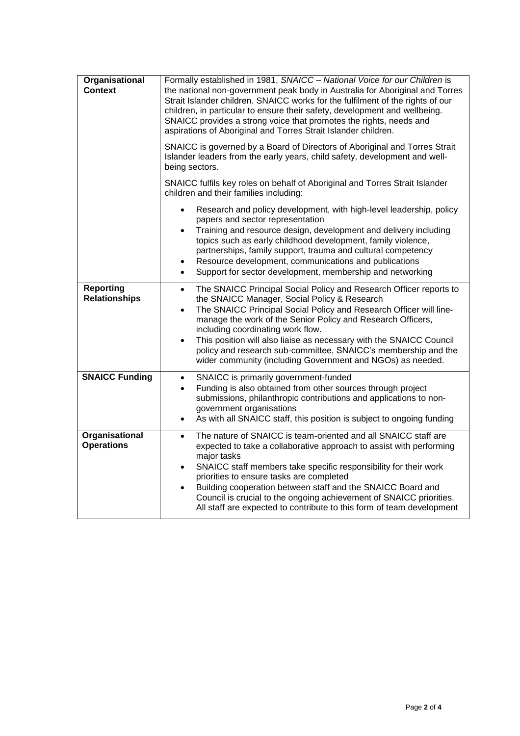| | |
|---|---|
| **Organisational Context** | Formally established in 1981, *SNAICC – National Voice for our Children* is the national non-government peak body in Australia for Aboriginal and Torres Strait Islander children. SNAICC works for the fulfilment of the rights of our children, in particular to ensure their safety, development and wellbeing. SNAICC provides a strong voice that promotes the rights, needs and aspirations of Aboriginal and Torres Strait Islander children.<br><br>SNAICC is governed by a Board of Directors of Aboriginal and Torres Strait Islander leaders from the early years, child safety, development and well-being sectors.<br><br>SNAICC fulfils key roles on behalf of Aboriginal and Torres Strait Islander children and their families including:<br>• Research and policy development, with high-level leadership, policy papers and sector representation<br>• Training and resource design, development and delivery including topics such as early childhood development, family violence, partnerships, family support, trauma and cultural competency<br>• Resource development, communications and publications<br>• Support for sector development, membership and networking |
| **Reporting Relationships** | • The SNAICC Principal Social Policy and Research Officer reports to the SNAICC Manager, Social Policy & Research<br>• The SNAICC Principal Social Policy and Research Officer will line-manage the work of the Senior Policy and Research Officers, including coordinating work flow.<br>• This position will also liaise as necessary with the SNAICC Council policy and research sub-committee, SNAICC's membership and the wider community (including Government and NGOs) as needed. |
| **SNAICC Funding** | • SNAICC is primarily government-funded<br>• Funding is also obtained from other sources through project submissions, philanthropic contributions and applications to non-government organisations<br>• As with all SNAICC staff, this position is subject to ongoing funding |
| **Organisational Operations** | • The nature of SNAICC is team-oriented and all SNAICC staff are expected to take a collaborative approach to assist with performing major tasks<br>• SNAICC staff members take specific responsibility for their work priorities to ensure tasks are completed<br>• Building cooperation between staff and the SNAICC Board and Council is crucial to the ongoing achievement of SNAICC priorities. All staff are expected to contribute to this form of team development |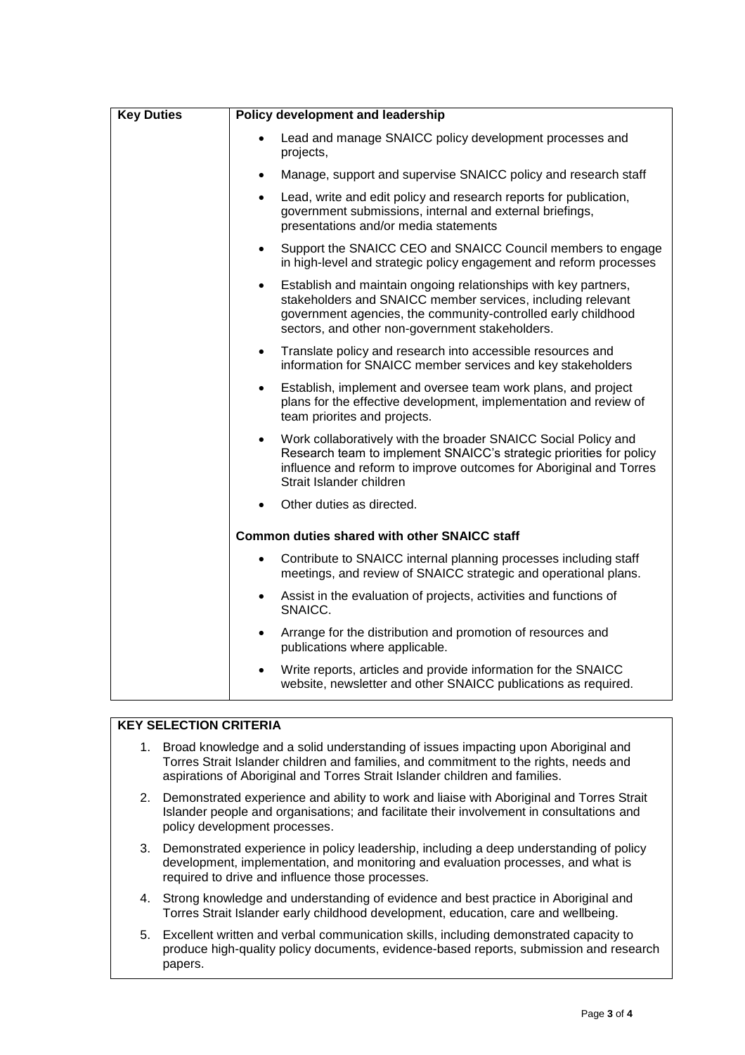| Key Duties | Policy development and leadership |
|---|---|
| | • Lead and manage SNAICC policy development processes and projects,<br>• Manage, support and supervise SNAICC policy and research staff<br>• Lead, write and edit policy and research reports for publication, government submissions, internal and external briefings, presentations and/or media statements<br>• Support the SNAICC CEO and SNAICC Council members to engage in high-level and strategic policy engagement and reform processes<br>• Establish and maintain ongoing relationships with key partners, stakeholders and SNAICC member services, including relevant government agencies, the community-controlled early childhood sectors, and other non-government stakeholders.<br>• Translate policy and research into accessible resources and information for SNAICC member services and key stakeholders<br>• Establish, implement and oversee team work plans, and project plans for the effective development, implementation and review of team priorites and projects.<br>• Work collaboratively with the broader SNAICC Social Policy and Research team to implement SNAICC's strategic priorities for policy influence and reform to improve outcomes for Aboriginal and Torres Strait Islander children<br>• Other duties as directed. |
| | **Common duties shared with other SNAICC staff** |
| | • Contribute to SNAICC internal planning processes including staff meetings, and review of SNAICC strategic and operational plans.<br>• Assist in the evaluation of projects, activities and functions of SNAICC.<br>• Arrange for the distribution and promotion of resources and publications where applicable.<br>• Write reports, articles and provide information for the SNAICC website, newsletter and other SNAICC publications as required. |

**KEY SELECTION CRITERIA**

1. Broad knowledge and a solid understanding of issues impacting upon Aboriginal and Torres Strait Islander children and families, and commitment to the rights, needs and aspirations of Aboriginal and Torres Strait Islander children and families.
2. Demonstrated experience and ability to work and liaise with Aboriginal and Torres Strait Islander people and organisations; and facilitate their involvement in consultations and policy development processes.
3. Demonstrated experience in policy leadership, including a deep understanding of policy development, implementation, and monitoring and evaluation processes, and what is required to drive and influence those processes.
4. Strong knowledge and understanding of evidence and best practice in Aboriginal and Torres Strait Islander early childhood development, education, care and wellbeing.
5. Excellent written and verbal communication skills, including demonstrated capacity to produce high-quality policy documents, evidence-based reports, submission and research papers.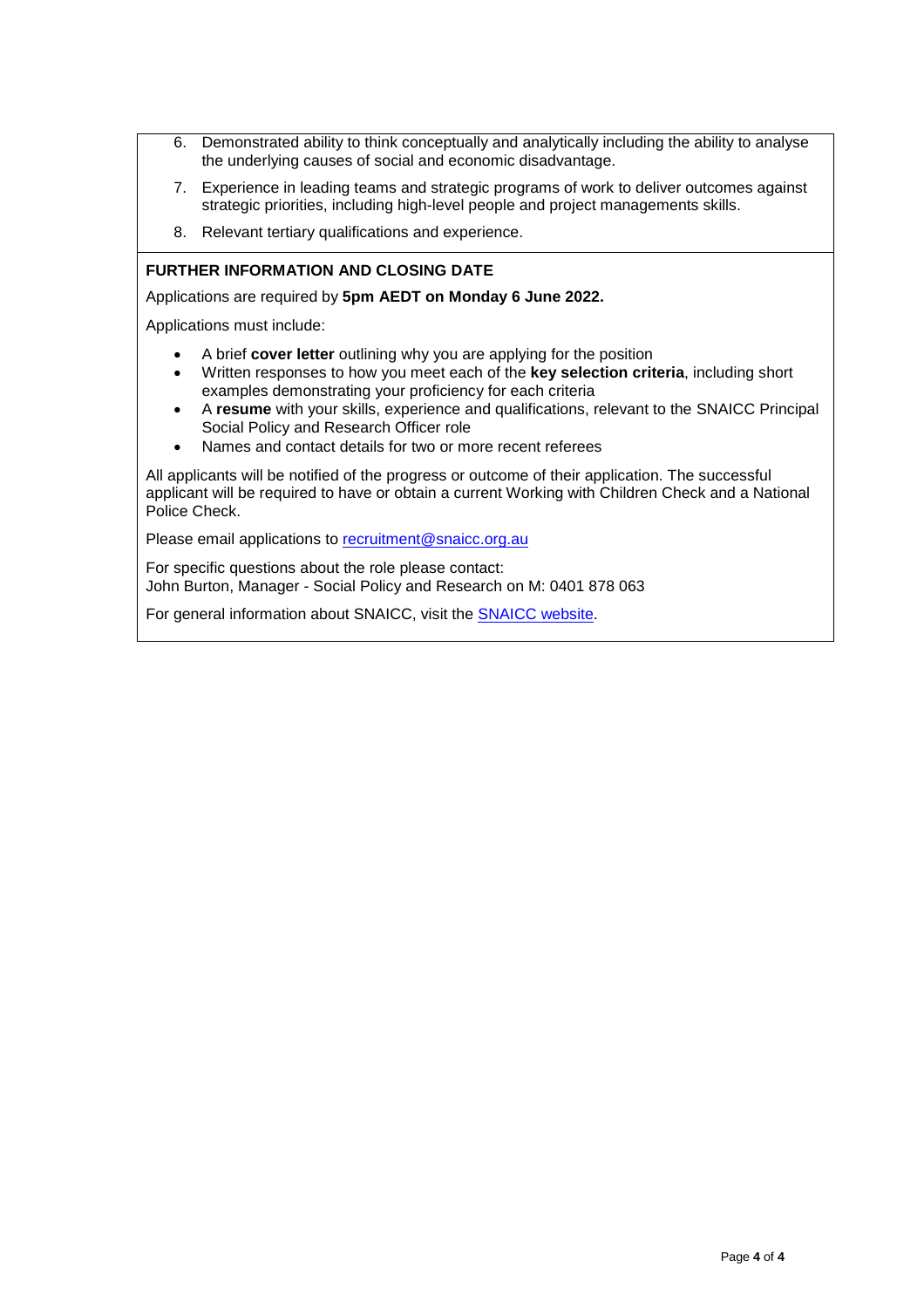6. Demonstrated ability to think conceptually and analytically including the ability to analyse the underlying causes of social and economic disadvantage.
7. Experience in leading teams and strategic programs of work to deliver outcomes against strategic priorities, including high-level people and project managements skills.
8. Relevant tertiary qualifications and experience.

**FURTHER INFORMATION AND CLOSING DATE**

Applications are required by **5pm AEDT on Monday 6 June 2022.**

Applications must include:

- A brief **cover letter** outlining why you are applying for the position
- Written responses to how you meet each of the **key selection criteria**, including short examples demonstrating your proficiency for each criteria
- A **resume** with your skills, experience and qualifications, relevant to the SNAICC Principal Social Policy and Research Officer role
- Names and contact details for two or more recent referees

All applicants will be notified of the progress or outcome of their application. The successful applicant will be required to have or obtain a current Working with Children Check and a National Police Check.

Please email applications to recruitment@snaicc.org.au

For specific questions about the role please contact:
John Burton, Manager - Social Policy and Research on M: 0401 878 063

For general information about SNAICC, visit the SNAICC website.